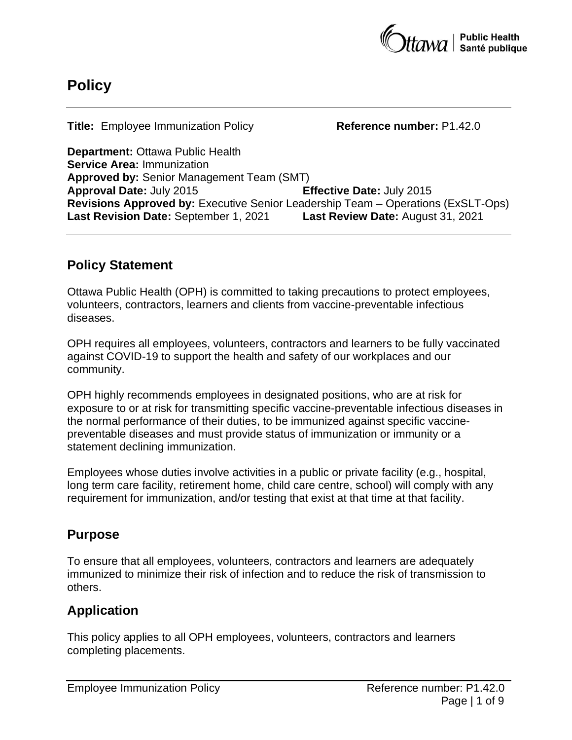# Policy

**Title:** Employee Immunization Policy **Reference number:** P1.42.0

**Department:** Ottawa Public Health
**Service Area:** Immunization
**Approved by:** Senior Management Team (SMT)
**Approval Date:** July 2015 **Effective Date:** July 2015
**Revisions Approved by:** Executive Senior Leadership Team – Operations (ExSLT-Ops)
**Last Revision Date:** September 1, 2021 **Last Review Date:** August 31, 2021

## Policy Statement

Ottawa Public Health (OPH) is committed to taking precautions to protect employees, volunteers, contractors, learners and clients from vaccine-preventable infectious diseases.

OPH requires all employees, volunteers, contractors and learners to be fully vaccinated against COVID-19 to support the health and safety of our workplaces and our community.

OPH highly recommends employees in designated positions, who are at risk for exposure to or at risk for transmitting specific vaccine-preventable infectious diseases in the normal performance of their duties, to be immunized against specific vaccine-preventable diseases and must provide status of immunization or immunity or a statement declining immunization.

Employees whose duties involve activities in a public or private facility (e.g., hospital, long term care facility, retirement home, child care centre, school) will comply with any requirement for immunization, and/or testing that exist at that time at that facility.

## Purpose

To ensure that all employees, volunteers, contractors and learners are adequately immunized to minimize their risk of infection and to reduce the risk of transmission to others.

## Application

This policy applies to all OPH employees, volunteers, contractors and learners completing placements.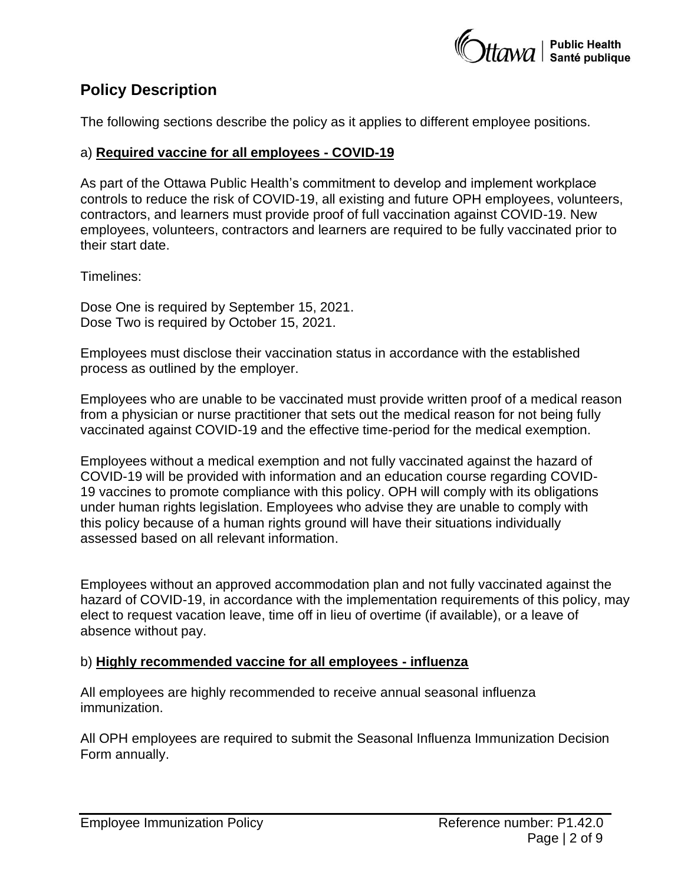## Policy Description

The following sections describe the policy as it applies to different employee positions.

### a) **Required vaccine for all employees - COVID-19**

As part of the Ottawa Public Health's commitment to develop and implement workplace controls to reduce the risk of COVID-19, all existing and future OPH employees, volunteers, contractors, and learners must provide proof of full vaccination against COVID-19. New employees, volunteers, contractors and learners are required to be fully vaccinated prior to their start date.

Timelines:

Dose One is required by September 15, 2021.
Dose Two is required by October 15, 2021.

Employees must disclose their vaccination status in accordance with the established process as outlined by the employer.

Employees who are unable to be vaccinated must provide written proof of a medical reason from a physician or nurse practitioner that sets out the medical reason for not being fully vaccinated against COVID-19 and the effective time-period for the medical exemption.

Employees without a medical exemption and not fully vaccinated against the hazard of COVID-19 will be provided with information and an education course regarding COVID-19 vaccines to promote compliance with this policy. OPH will comply with its obligations under human rights legislation. Employees who advise they are unable to comply with this policy because of a human rights ground will have their situations individually assessed based on all relevant information.

Employees without an approved accommodation plan and not fully vaccinated against the hazard of COVID-19, in accordance with the implementation requirements of this policy, may elect to request vacation leave, time off in lieu of overtime (if available), or a leave of absence without pay.

### b) **Highly recommended vaccine for all employees - influenza**

All employees are highly recommended to receive annual seasonal influenza immunization.

All OPH employees are required to submit the Seasonal Influenza Immunization Decision Form annually.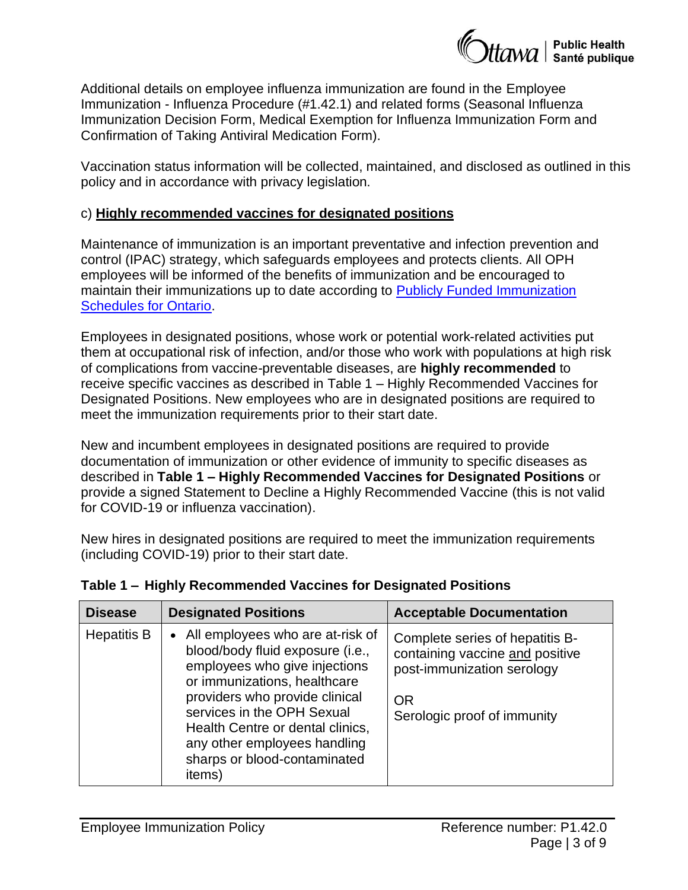Additional details on employee influenza immunization are found in the Employee Immunization - Influenza Procedure (#1.42.1) and related forms (Seasonal Influenza Immunization Decision Form, Medical Exemption for Influenza Immunization Form and Confirmation of Taking Antiviral Medication Form).

Vaccination status information will be collected, maintained, and disclosed as outlined in this policy and in accordance with privacy legislation.

### c) **Highly recommended vaccines for designated positions**

Maintenance of immunization is an important preventative and infection prevention and control (IPAC) strategy, which safeguards employees and protects clients. All OPH employees will be informed of the benefits of immunization and be encouraged to maintain their immunizations up to date according to [Publicly Funded Immunization Schedules for Ontario](#).

Employees in designated positions, whose work or potential work-related activities put them at occupational risk of infection, and/or those who work with populations at high risk of complications from vaccine-preventable diseases, are **highly recommended** to receive specific vaccines as described in Table 1 – Highly Recommended Vaccines for Designated Positions. New employees who are in designated positions are required to meet the immunization requirements prior to their start date.

New and incumbent employees in designated positions are required to provide documentation of immunization or other evidence of immunity to specific diseases as described in **Table 1 – Highly Recommended Vaccines for Designated Positions** or provide a signed Statement to Decline a Highly Recommended Vaccine (this is not valid for COVID-19 or influenza vaccination).

New hires in designated positions are required to meet the immunization requirements (including COVID-19) prior to their start date.

**Table 1 – Highly Recommended Vaccines for Designated Positions**

| Disease | Designated Positions | Acceptable Documentation |
|---|---|---|
| Hepatitis B | • All employees who are at-risk of blood/body fluid exposure (i.e., employees who give injections or immunizations, healthcare providers who provide clinical services in the OPH Sexual Health Centre or dental clinics, any other employees handling sharps or blood-contaminated items) | Complete series of hepatitis B-containing vaccine and positive post-immunization serology<br><br>OR<br>Serologic proof of immunity |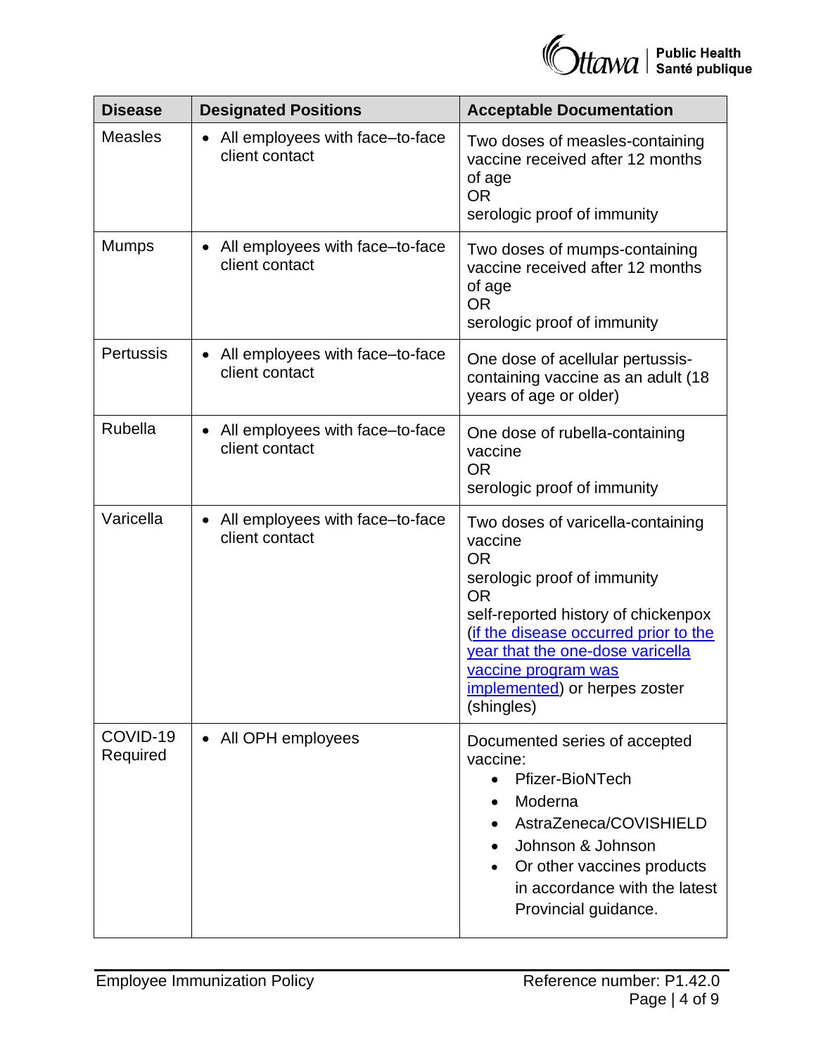| Disease | Designated Positions | Acceptable Documentation |
|---|---|---|
| Measles | • All employees with face–to-face client contact | Two doses of measles-containing vaccine received after 12 months of age<br>OR<br>serologic proof of immunity |
| Mumps | • All employees with face–to-face client contact | Two doses of mumps-containing vaccine received after 12 months of age<br>OR<br>serologic proof of immunity |
| Pertussis | • All employees with face–to-face client contact | One dose of acellular pertussis-containing vaccine as an adult (18 years of age or older) |
| Rubella | • All employees with face–to-face client contact | One dose of rubella-containing vaccine<br>OR<br>serologic proof of immunity |
| Varicella | • All employees with face–to-face client contact | Two doses of varicella-containing vaccine<br>OR<br>serologic proof of immunity<br>OR<br>self-reported history of chickenpox (if the disease occurred prior to the year that the one-dose varicella vaccine program was implemented) or herpes zoster (shingles) |
| COVID-19 Required | • All OPH employees | Documented series of accepted vaccine:<br>• Pfizer-BioNTech<br>• Moderna<br>• AstraZeneca/COVISHIELD<br>• Johnson & Johnson<br>• Or other vaccines products in accordance with the latest Provincial guidance. |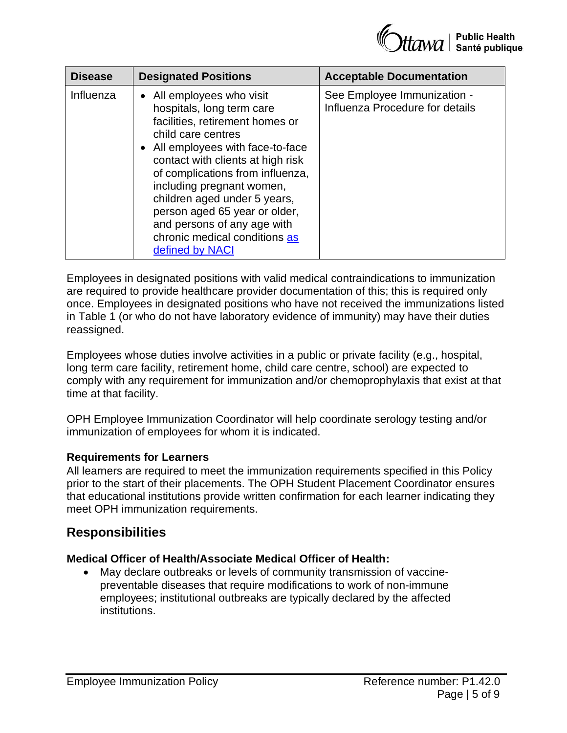| Disease | Designated Positions | Acceptable Documentation |
| --- | --- | --- |
| Influenza | • All employees who visit hospitals, long term care facilities, retirement homes or child care centres<br>• All employees with face-to-face contact with clients at high risk of complications from influenza, including pregnant women, children aged under 5 years, person aged 65 year or older, and persons of any age with chronic medical conditions [as defined by NACI]() | See Employee Immunization - Influenza Procedure for details |

Employees in designated positions with valid medical contraindications to immunization are required to provide healthcare provider documentation of this; this is required only once. Employees in designated positions who have not received the immunizations listed in Table 1 (or who do not have laboratory evidence of immunity) may have their duties reassigned.

Employees whose duties involve activities in a public or private facility (e.g., hospital, long term care facility, retirement home, child care centre, school) are expected to comply with any requirement for immunization and/or chemoprophylaxis that exist at that time at that facility.

OPH Employee Immunization Coordinator will help coordinate serology testing and/or immunization of employees for whom it is indicated.

**Requirements for Learners**

All learners are required to meet the immunization requirements specified in this Policy prior to the start of their placements. The OPH Student Placement Coordinator ensures that educational institutions provide written confirmation for each learner indicating they meet OPH immunization requirements.

## Responsibilities

**Medical Officer of Health/Associate Medical Officer of Health:**

- May declare outbreaks or levels of community transmission of vaccine-preventable diseases that require modifications to work of non-immune employees; institutional outbreaks are typically declared by the affected institutions.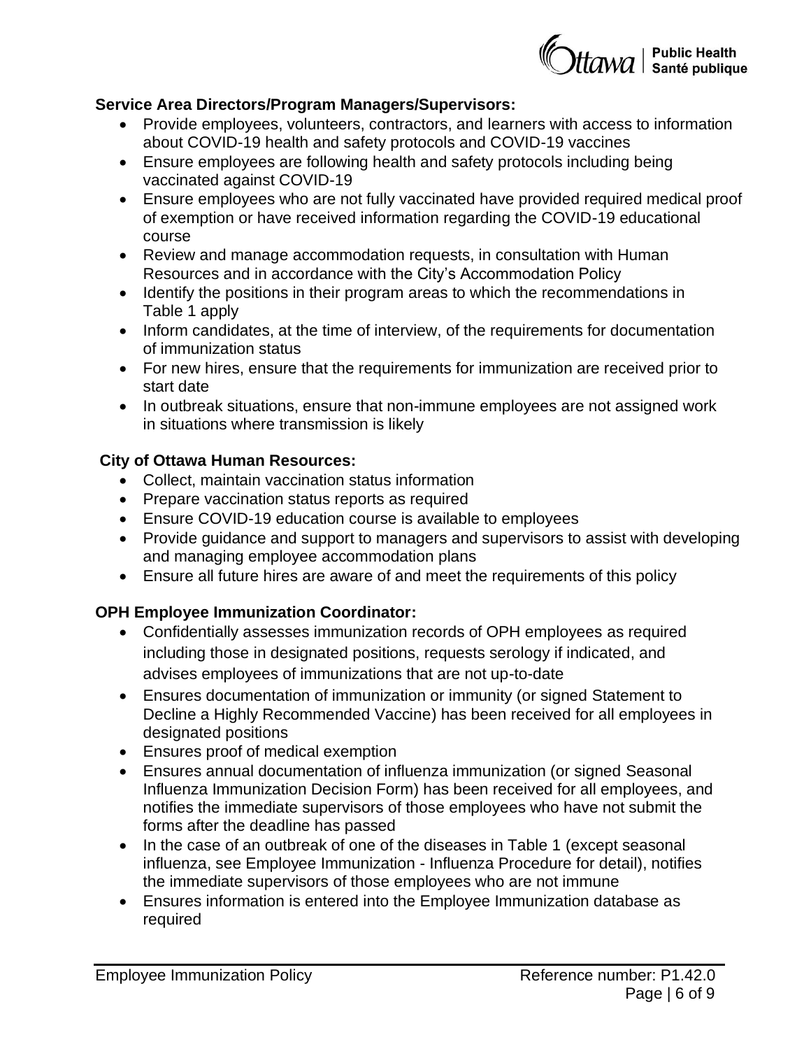**Service Area Directors/Program Managers/Supervisors:**

- Provide employees, volunteers, contractors, and learners with access to information about COVID-19 health and safety protocols and COVID-19 vaccines
- Ensure employees are following health and safety protocols including being vaccinated against COVID-19
- Ensure employees who are not fully vaccinated have provided required medical proof of exemption or have received information regarding the COVID-19 educational course
- Review and manage accommodation requests, in consultation with Human Resources and in accordance with the City's Accommodation Policy
- Identify the positions in their program areas to which the recommendations in Table 1 apply
- Inform candidates, at the time of interview, of the requirements for documentation of immunization status
- For new hires, ensure that the requirements for immunization are received prior to start date
- In outbreak situations, ensure that non-immune employees are not assigned work in situations where transmission is likely

**City of Ottawa Human Resources:**

- Collect, maintain vaccination status information
- Prepare vaccination status reports as required
- Ensure COVID-19 education course is available to employees
- Provide guidance and support to managers and supervisors to assist with developing and managing employee accommodation plans
- Ensure all future hires are aware of and meet the requirements of this policy

**OPH Employee Immunization Coordinator:**

- Confidentially assesses immunization records of OPH employees as required including those in designated positions, requests serology if indicated, and advises employees of immunizations that are not up-to-date
- Ensures documentation of immunization or immunity (or signed Statement to Decline a Highly Recommended Vaccine) has been received for all employees in designated positions
- Ensures proof of medical exemption
- Ensures annual documentation of influenza immunization (or signed Seasonal Influenza Immunization Decision Form) has been received for all employees, and notifies the immediate supervisors of those employees who have not submit the forms after the deadline has passed
- In the case of an outbreak of one of the diseases in Table 1 (except seasonal influenza, see Employee Immunization - Influenza Procedure for detail), notifies the immediate supervisors of those employees who are not immune
- Ensures information is entered into the Employee Immunization database as required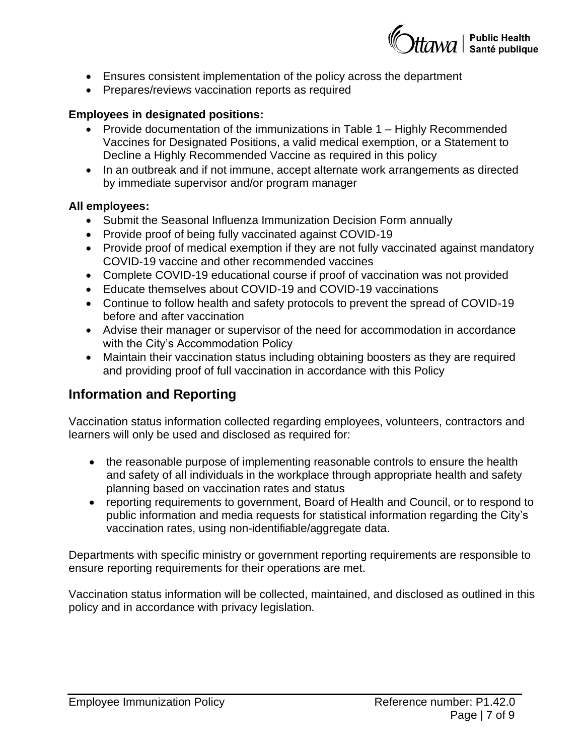- Ensures consistent implementation of the policy across the department
- Prepares/reviews vaccination reports as required

**Employees in designated positions:**

- Provide documentation of the immunizations in Table 1 – Highly Recommended Vaccines for Designated Positions, a valid medical exemption, or a Statement to Decline a Highly Recommended Vaccine as required in this policy
- In an outbreak and if not immune, accept alternate work arrangements as directed by immediate supervisor and/or program manager

**All employees:**

- Submit the Seasonal Influenza Immunization Decision Form annually
- Provide proof of being fully vaccinated against COVID-19
- Provide proof of medical exemption if they are not fully vaccinated against mandatory COVID-19 vaccine and other recommended vaccines
- Complete COVID-19 educational course if proof of vaccination was not provided
- Educate themselves about COVID-19 and COVID-19 vaccinations
- Continue to follow health and safety protocols to prevent the spread of COVID-19 before and after vaccination
- Advise their manager or supervisor of the need for accommodation in accordance with the City's Accommodation Policy
- Maintain their vaccination status including obtaining boosters as they are required and providing proof of full vaccination in accordance with this Policy

## Information and Reporting

Vaccination status information collected regarding employees, volunteers, contractors and learners will only be used and disclosed as required for:

- the reasonable purpose of implementing reasonable controls to ensure the health and safety of all individuals in the workplace through appropriate health and safety planning based on vaccination rates and status
- reporting requirements to government, Board of Health and Council, or to respond to public information and media requests for statistical information regarding the City's vaccination rates, using non-identifiable/aggregate data.

Departments with specific ministry or government reporting requirements are responsible to ensure reporting requirements for their operations are met.

Vaccination status information will be collected, maintained, and disclosed as outlined in this policy and in accordance with privacy legislation.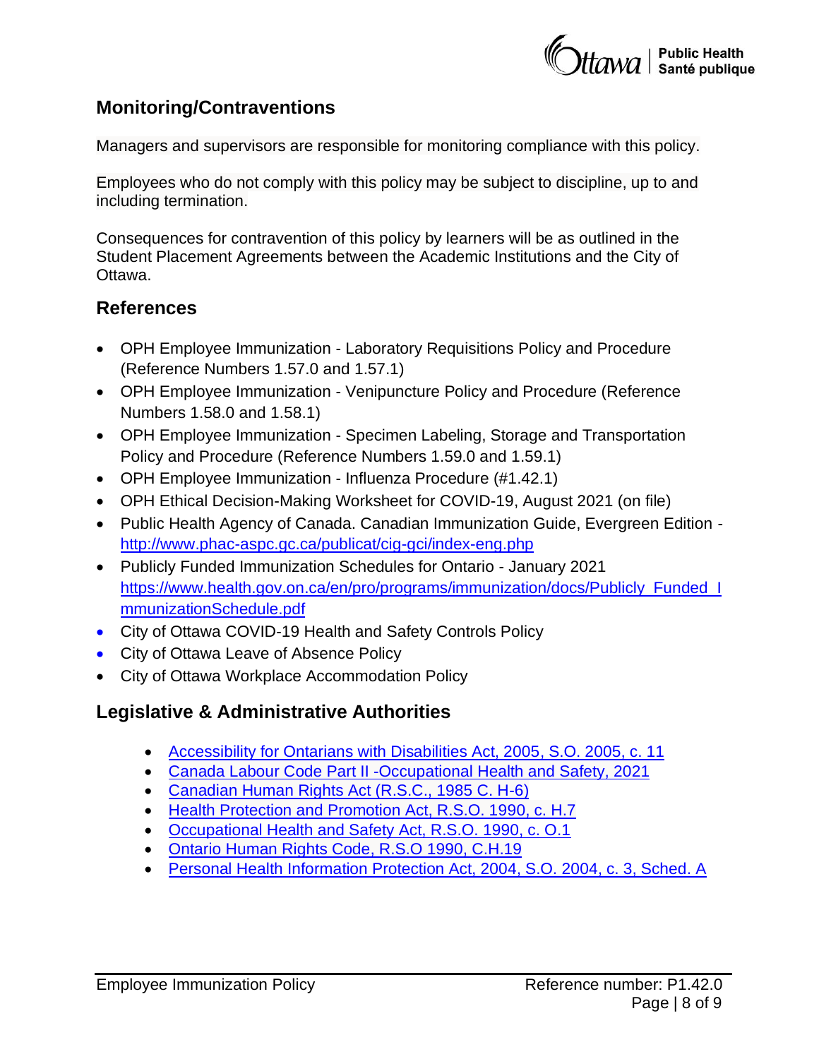## Monitoring/Contraventions

Managers and supervisors are responsible for monitoring compliance with this policy.

Employees who do not comply with this policy may be subject to discipline, up to and including termination.

Consequences for contravention of this policy by learners will be as outlined in the Student Placement Agreements between the Academic Institutions and the City of Ottawa.

## References

- OPH Employee Immunization - Laboratory Requisitions Policy and Procedure (Reference Numbers 1.57.0 and 1.57.1)
- OPH Employee Immunization - Venipuncture Policy and Procedure (Reference Numbers 1.58.0 and 1.58.1)
- OPH Employee Immunization - Specimen Labeling, Storage and Transportation Policy and Procedure (Reference Numbers 1.59.0 and 1.59.1)
- OPH Employee Immunization - Influenza Procedure (#1.42.1)
- OPH Ethical Decision-Making Worksheet for COVID-19, August 2021 (on file)
- Public Health Agency of Canada. Canadian Immunization Guide, Evergreen Edition - http://www.phac-aspc.gc.ca/publicat/cig-gci/index-eng.php
- Publicly Funded Immunization Schedules for Ontario - January 2021 https://www.health.gov.on.ca/en/pro/programs/immunization/docs/Publicly_Funded_ImmunizationSchedule.pdf
- City of Ottawa COVID-19 Health and Safety Controls Policy
- City of Ottawa Leave of Absence Policy
- City of Ottawa Workplace Accommodation Policy

## Legislative & Administrative Authorities

- Accessibility for Ontarians with Disabilities Act, 2005, S.O. 2005, c. 11
- Canada Labour Code Part II -Occupational Health and Safety, 2021
- Canadian Human Rights Act (R.S.C., 1985 C. H-6)
- Health Protection and Promotion Act, R.S.O. 1990, c. H.7
- Occupational Health and Safety Act, R.S.O. 1990, c. O.1
- Ontario Human Rights Code, R.S.O 1990, C.H.19
- Personal Health Information Protection Act, 2004, S.O. 2004, c. 3, Sched. A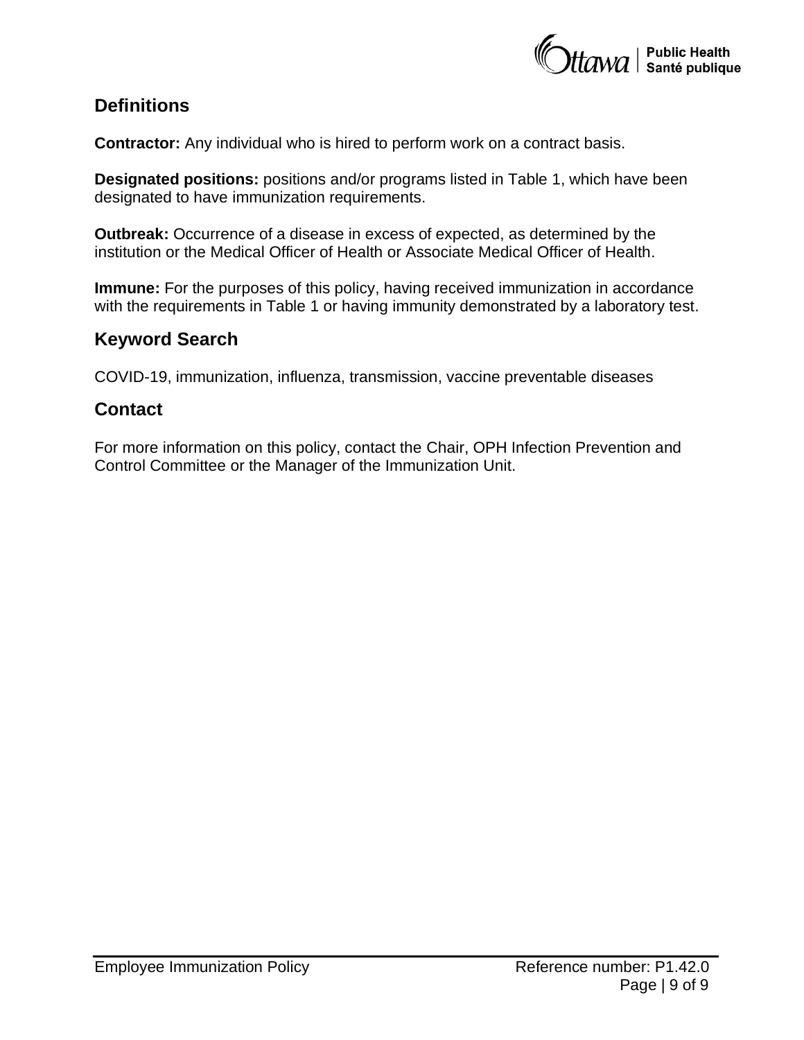## Definitions

**Contractor:** Any individual who is hired to perform work on a contract basis.

**Designated positions:** positions and/or programs listed in Table 1, which have been designated to have immunization requirements.

**Outbreak:** Occurrence of a disease in excess of expected, as determined by the institution or the Medical Officer of Health or Associate Medical Officer of Health.

**Immune:** For the purposes of this policy, having received immunization in accordance with the requirements in Table 1 or having immunity demonstrated by a laboratory test.

## Keyword Search

COVID-19, immunization, influenza, transmission, vaccine preventable diseases

## Contact

For more information on this policy, contact the Chair, OPH Infection Prevention and Control Committee or the Manager of the Immunization Unit.